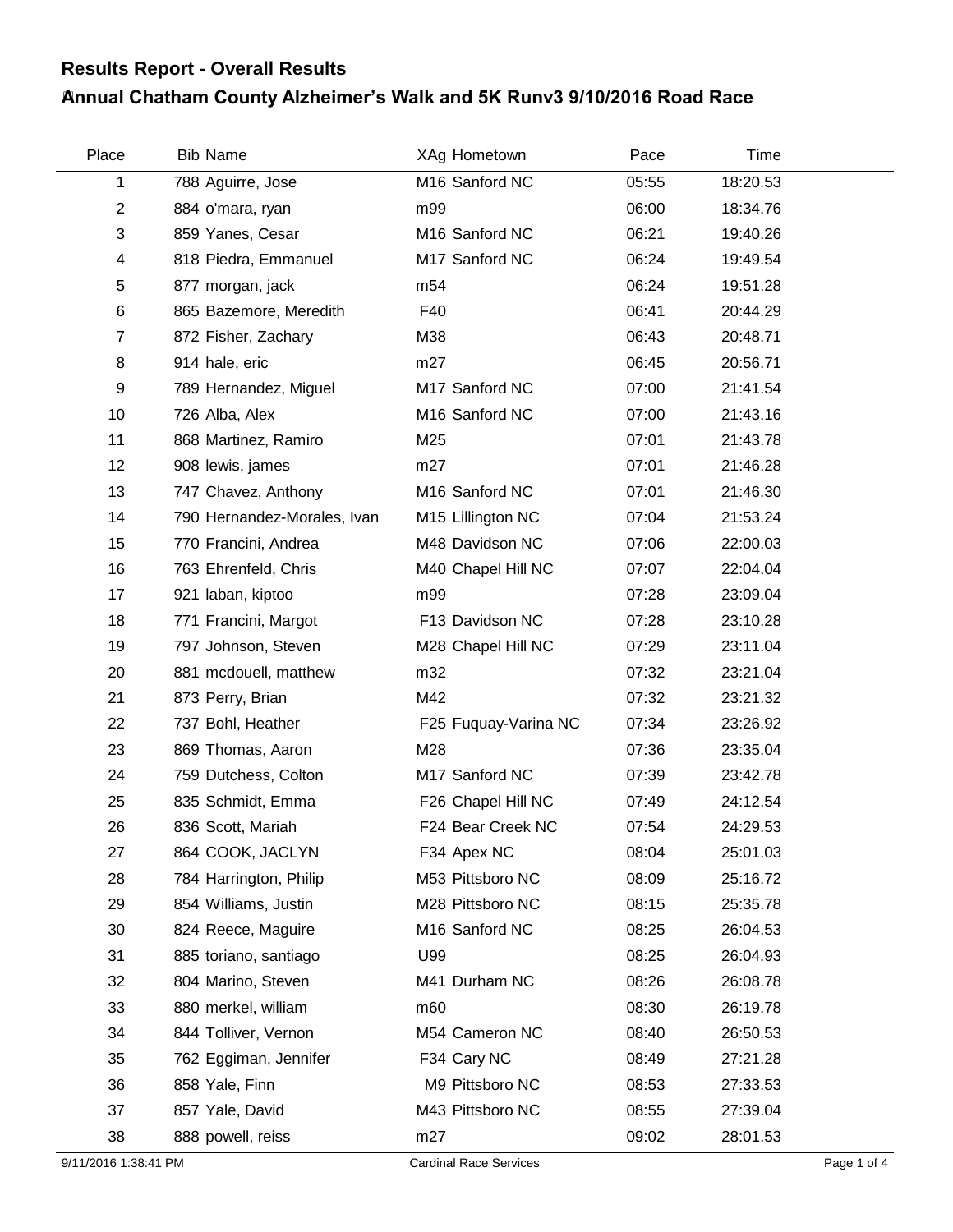## Results Report - Overall Results

## Annual Chatham County Alzheimer's Walk and 5K Runv3 9/10/2016 Road Race

| Place | Bib | Name | XAg | Hometown | Pace | Time |
|---|---|---|---|---|---|---|
| 1 | 788 | Aguirre, Jose | M16 | Sanford NC | 05:55 | 18:20.53 |
| 2 | 884 | o'mara, ryan | m99 | | 06:00 | 18:34.76 |
| 3 | 859 | Yanes, Cesar | M16 | Sanford NC | 06:21 | 19:40.26 |
| 4 | 818 | Piedra, Emmanuel | M17 | Sanford NC | 06:24 | 19:49.54 |
| 5 | 877 | morgan, jack | m54 | | 06:24 | 19:51.28 |
| 6 | 865 | Bazemore, Meredith | F40 | | 06:41 | 20:44.29 |
| 7 | 872 | Fisher, Zachary | M38 | | 06:43 | 20:48.71 |
| 8 | 914 | hale, eric | m27 | | 06:45 | 20:56.71 |
| 9 | 789 | Hernandez, Miguel | M17 | Sanford NC | 07:00 | 21:41.54 |
| 10 | 726 | Alba, Alex | M16 | Sanford NC | 07:00 | 21:43.16 |
| 11 | 868 | Martinez, Ramiro | M25 | | 07:01 | 21:43.78 |
| 12 | 908 | lewis, james | m27 | | 07:01 | 21:46.28 |
| 13 | 747 | Chavez, Anthony | M16 | Sanford NC | 07:01 | 21:46.30 |
| 14 | 790 | Hernandez-Morales, Ivan | M15 | Lillington NC | 07:04 | 21:53.24 |
| 15 | 770 | Francini, Andrea | M48 | Davidson NC | 07:06 | 22:00.03 |
| 16 | 763 | Ehrenfeld, Chris | M40 | Chapel Hill NC | 07:07 | 22:04.04 |
| 17 | 921 | laban, kiptoo | m99 | | 07:28 | 23:09.04 |
| 18 | 771 | Francini, Margot | F13 | Davidson NC | 07:28 | 23:10.28 |
| 19 | 797 | Johnson, Steven | M28 | Chapel Hill NC | 07:29 | 23:11.04 |
| 20 | 881 | mcdouell, matthew | m32 | | 07:32 | 23:21.04 |
| 21 | 873 | Perry, Brian | M42 | | 07:32 | 23:21.32 |
| 22 | 737 | Bohl, Heather | F25 | Fuquay-Varina NC | 07:34 | 23:26.92 |
| 23 | 869 | Thomas, Aaron | M28 | | 07:36 | 23:35.04 |
| 24 | 759 | Dutchess, Colton | M17 | Sanford NC | 07:39 | 23:42.78 |
| 25 | 835 | Schmidt, Emma | F26 | Chapel Hill NC | 07:49 | 24:12.54 |
| 26 | 836 | Scott, Mariah | F24 | Bear Creek NC | 07:54 | 24:29.53 |
| 27 | 864 | COOK, JACLYN | F34 | Apex NC | 08:04 | 25:01.03 |
| 28 | 784 | Harrington, Philip | M53 | Pittsboro NC | 08:09 | 25:16.72 |
| 29 | 854 | Williams, Justin | M28 | Pittsboro NC | 08:15 | 25:35.78 |
| 30 | 824 | Reece, Maguire | M16 | Sanford NC | 08:25 | 26:04.53 |
| 31 | 885 | toriano, santiago | U99 | | 08:25 | 26:04.93 |
| 32 | 804 | Marino, Steven | M41 | Durham NC | 08:26 | 26:08.78 |
| 33 | 880 | merkel, william | m60 | | 08:30 | 26:19.78 |
| 34 | 844 | Tolliver, Vernon | M54 | Cameron NC | 08:40 | 26:50.53 |
| 35 | 762 | Eggiman, Jennifer | F34 | Cary NC | 08:49 | 27:21.28 |
| 36 | 858 | Yale, Finn | M9 | Pittsboro NC | 08:53 | 27:33.53 |
| 37 | 857 | Yale, David | M43 | Pittsboro NC | 08:55 | 27:39.04 |
| 38 | 888 | powell, reiss | m27 | | 09:02 | 28:01.53 |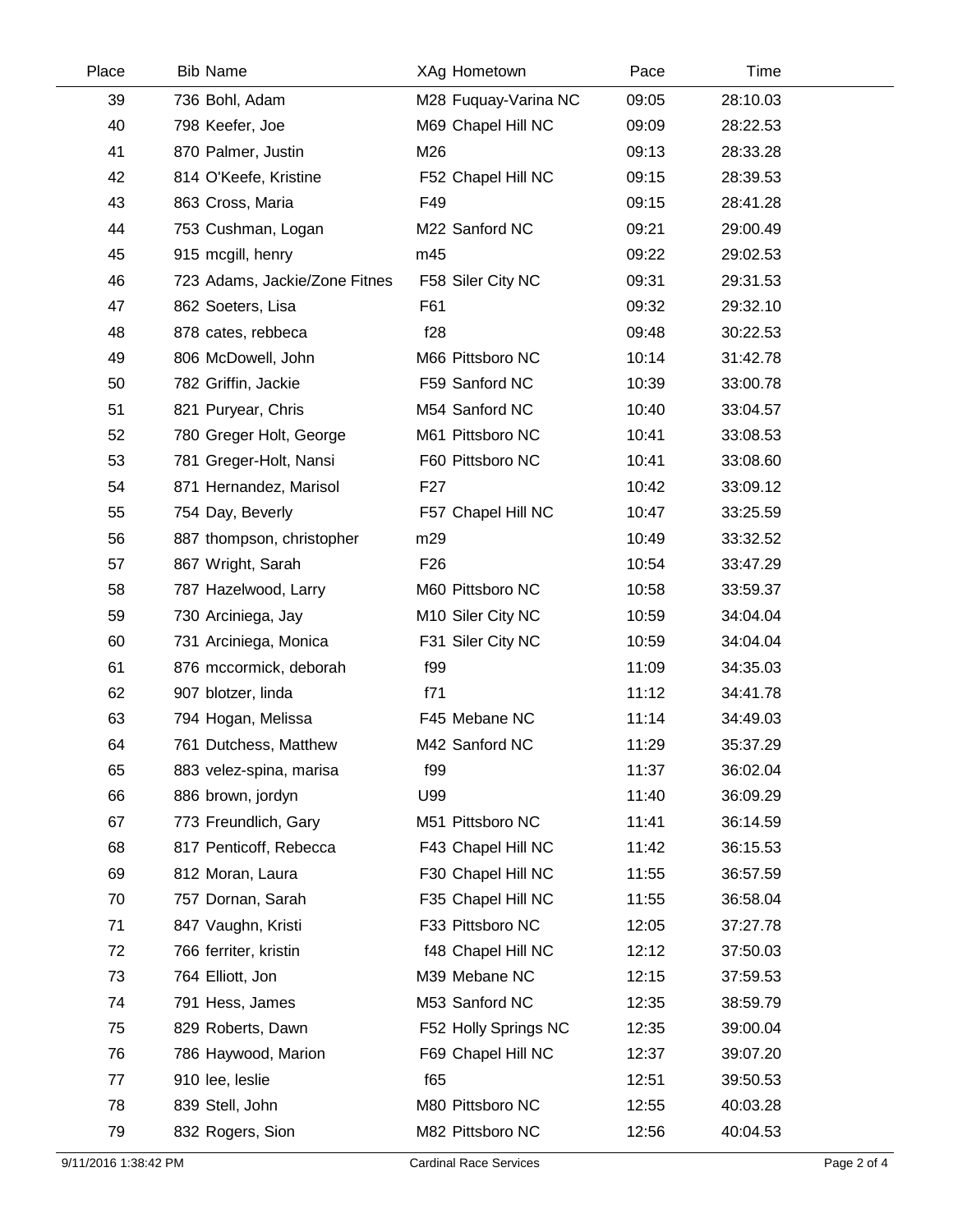| Place | Bib | Name | XAg | Hometown | Pace | Time |
|---|---|---|---|---|---|---|
| 39 | 736 | Bohl, Adam | M28 | Fuquay-Varina NC | 09:05 | 28:10.03 |
| 40 | 798 | Keefer, Joe | M69 | Chapel Hill NC | 09:09 | 28:22.53 |
| 41 | 870 | Palmer, Justin | M26 | | 09:13 | 28:33.28 |
| 42 | 814 | O'Keefe, Kristine | F52 | Chapel Hill NC | 09:15 | 28:39.53 |
| 43 | 863 | Cross, Maria | F49 | | 09:15 | 28:41.28 |
| 44 | 753 | Cushman, Logan | M22 | Sanford NC | 09:21 | 29:00.49 |
| 45 | 915 | mcgill, henry | m45 | | 09:22 | 29:02.53 |
| 46 | 723 | Adams, Jackie/Zone Fitnes | F58 | Siler City NC | 09:31 | 29:31.53 |
| 47 | 862 | Soeters, Lisa | F61 | | 09:32 | 29:32.10 |
| 48 | 878 | cates, rebbeca | f28 | | 09:48 | 30:22.53 |
| 49 | 806 | McDowell, John | M66 | Pittsboro NC | 10:14 | 31:42.78 |
| 50 | 782 | Griffin, Jackie | F59 | Sanford NC | 10:39 | 33:00.78 |
| 51 | 821 | Puryear, Chris | M54 | Sanford NC | 10:40 | 33:04.57 |
| 52 | 780 | Greger Holt, George | M61 | Pittsboro NC | 10:41 | 33:08.53 |
| 53 | 781 | Greger-Holt, Nansi | F60 | Pittsboro NC | 10:41 | 33:08.60 |
| 54 | 871 | Hernandez, Marisol | F27 | | 10:42 | 33:09.12 |
| 55 | 754 | Day, Beverly | F57 | Chapel Hill NC | 10:47 | 33:25.59 |
| 56 | 887 | thompson, christopher | m29 | | 10:49 | 33:32.52 |
| 57 | 867 | Wright, Sarah | F26 | | 10:54 | 33:47.29 |
| 58 | 787 | Hazelwood, Larry | M60 | Pittsboro NC | 10:58 | 33:59.37 |
| 59 | 730 | Arciniega, Jay | M10 | Siler City NC | 10:59 | 34:04.04 |
| 60 | 731 | Arciniega, Monica | F31 | Siler City NC | 10:59 | 34:04.04 |
| 61 | 876 | mccormick, deborah | f99 | | 11:09 | 34:35.03 |
| 62 | 907 | blotzer, linda | f71 | | 11:12 | 34:41.78 |
| 63 | 794 | Hogan, Melissa | F45 | Mebane NC | 11:14 | 34:49.03 |
| 64 | 761 | Dutchess, Matthew | M42 | Sanford NC | 11:29 | 35:37.29 |
| 65 | 883 | velez-spina, marisa | f99 | | 11:37 | 36:02.04 |
| 66 | 886 | brown, jordyn | U99 | | 11:40 | 36:09.29 |
| 67 | 773 | Freundlich, Gary | M51 | Pittsboro NC | 11:41 | 36:14.59 |
| 68 | 817 | Penticoff, Rebecca | F43 | Chapel Hill NC | 11:42 | 36:15.53 |
| 69 | 812 | Moran, Laura | F30 | Chapel Hill NC | 11:55 | 36:57.59 |
| 70 | 757 | Dornan, Sarah | F35 | Chapel Hill NC | 11:55 | 36:58.04 |
| 71 | 847 | Vaughn, Kristi | F33 | Pittsboro NC | 12:05 | 37:27.78 |
| 72 | 766 | ferriter, kristin | f48 | Chapel Hill NC | 12:12 | 37:50.03 |
| 73 | 764 | Elliott, Jon | M39 | Mebane NC | 12:15 | 37:59.53 |
| 74 | 791 | Hess, James | M53 | Sanford NC | 12:35 | 38:59.79 |
| 75 | 829 | Roberts, Dawn | F52 | Holly Springs NC | 12:35 | 39:00.04 |
| 76 | 786 | Haywood, Marion | F69 | Chapel Hill NC | 12:37 | 39:07.20 |
| 77 | 910 | lee, leslie | f65 | | 12:51 | 39:50.53 |
| 78 | 839 | Stell, John | M80 | Pittsboro NC | 12:55 | 40:03.28 |
| 79 | 832 | Rogers, Sion | M82 | Pittsboro NC | 12:56 | 40:04.53 |

9/11/2016 1:38:42 PM Cardinal Race Services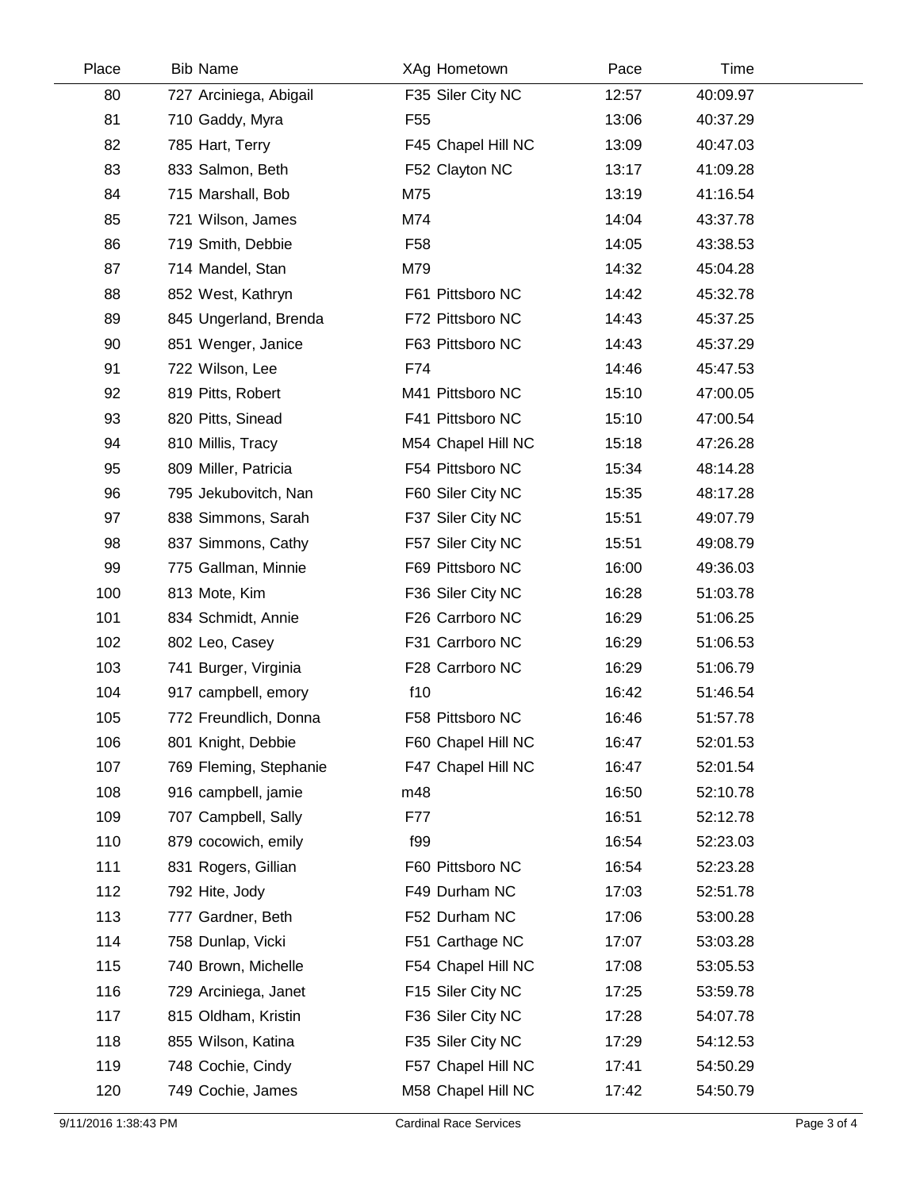| Place | Bib | Name | XAg | Hometown | Pace | Time |
|---|---|---|---|---|---|---|
| 80 | 727 | Arciniega, Abigail | F35 | Siler City NC | 12:57 | 40:09.97 |
| 81 | 710 | Gaddy, Myra | F55 | | 13:06 | 40:37.29 |
| 82 | 785 | Hart, Terry | F45 | Chapel Hill NC | 13:09 | 40:47.03 |
| 83 | 833 | Salmon, Beth | F52 | Clayton NC | 13:17 | 41:09.28 |
| 84 | 715 | Marshall, Bob | M75 | | 13:19 | 41:16.54 |
| 85 | 721 | Wilson, James | M74 | | 14:04 | 43:37.78 |
| 86 | 719 | Smith, Debbie | F58 | | 14:05 | 43:38.53 |
| 87 | 714 | Mandel, Stan | M79 | | 14:32 | 45:04.28 |
| 88 | 852 | West, Kathryn | F61 | Pittsboro NC | 14:42 | 45:32.78 |
| 89 | 845 | Ungerland, Brenda | F72 | Pittsboro NC | 14:43 | 45:37.25 |
| 90 | 851 | Wenger, Janice | F63 | Pittsboro NC | 14:43 | 45:37.29 |
| 91 | 722 | Wilson, Lee | F74 | | 14:46 | 45:47.53 |
| 92 | 819 | Pitts, Robert | M41 | Pittsboro NC | 15:10 | 47:00.05 |
| 93 | 820 | Pitts, Sinead | F41 | Pittsboro NC | 15:10 | 47:00.54 |
| 94 | 810 | Millis, Tracy | M54 | Chapel Hill NC | 15:18 | 47:26.28 |
| 95 | 809 | Miller, Patricia | F54 | Pittsboro NC | 15:34 | 48:14.28 |
| 96 | 795 | Jekubovitch, Nan | F60 | Siler City NC | 15:35 | 48:17.28 |
| 97 | 838 | Simmons, Sarah | F37 | Siler City NC | 15:51 | 49:07.79 |
| 98 | 837 | Simmons, Cathy | F57 | Siler City NC | 15:51 | 49:08.79 |
| 99 | 775 | Gallman, Minnie | F69 | Pittsboro NC | 16:00 | 49:36.03 |
| 100 | 813 | Mote, Kim | F36 | Siler City NC | 16:28 | 51:03.78 |
| 101 | 834 | Schmidt, Annie | F26 | Carrboro NC | 16:29 | 51:06.25 |
| 102 | 802 | Leo, Casey | F31 | Carrboro NC | 16:29 | 51:06.53 |
| 103 | 741 | Burger, Virginia | F28 | Carrboro NC | 16:29 | 51:06.79 |
| 104 | 917 | campbell, emory | f10 | | 16:42 | 51:46.54 |
| 105 | 772 | Freundlich, Donna | F58 | Pittsboro NC | 16:46 | 51:57.78 |
| 106 | 801 | Knight, Debbie | F60 | Chapel Hill NC | 16:47 | 52:01.53 |
| 107 | 769 | Fleming, Stephanie | F47 | Chapel Hill NC | 16:47 | 52:01.54 |
| 108 | 916 | campbell, jamie | m48 | | 16:50 | 52:10.78 |
| 109 | 707 | Campbell, Sally | F77 | | 16:51 | 52:12.78 |
| 110 | 879 | cocowich, emily | f99 | | 16:54 | 52:23.03 |
| 111 | 831 | Rogers, Gillian | F60 | Pittsboro NC | 16:54 | 52:23.28 |
| 112 | 792 | Hite, Jody | F49 | Durham NC | 17:03 | 52:51.78 |
| 113 | 777 | Gardner, Beth | F52 | Durham NC | 17:06 | 53:00.28 |
| 114 | 758 | Dunlap, Vicki | F51 | Carthage NC | 17:07 | 53:03.28 |
| 115 | 740 | Brown, Michelle | F54 | Chapel Hill NC | 17:08 | 53:05.53 |
| 116 | 729 | Arciniega, Janet | F15 | Siler City NC | 17:25 | 53:59.78 |
| 117 | 815 | Oldham, Kristin | F36 | Siler City NC | 17:28 | 54:07.78 |
| 118 | 855 | Wilson, Katina | F35 | Siler City NC | 17:29 | 54:12.53 |
| 119 | 748 | Cochie, Cindy | F57 | Chapel Hill NC | 17:41 | 54:50.29 |
| 120 | 749 | Cochie, James | M58 | Chapel Hill NC | 17:42 | 54:50.79 |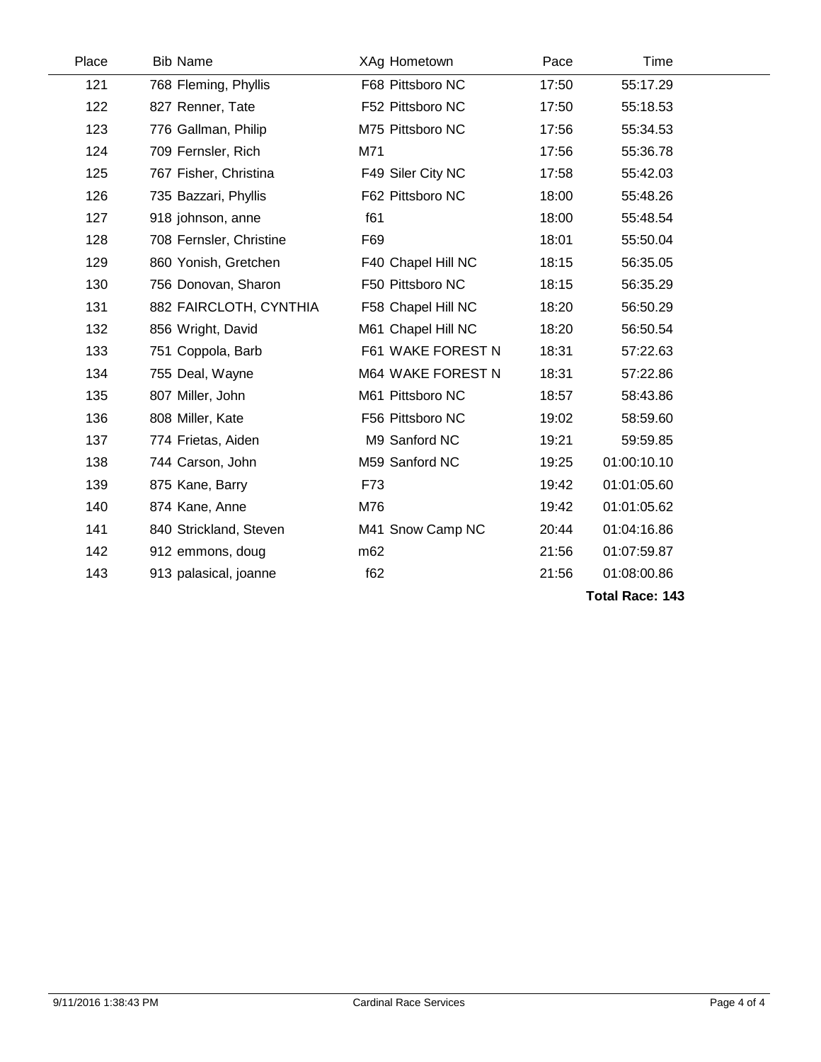| Place | Bib | Name | XAg | Hometown | Pace | Time |
|---|---|---|---|---|---|---|
| 121 | 768 | Fleming, Phyllis | F68 | Pittsboro NC | 17:50 | 55:17.29 |
| 122 | 827 | Renner, Tate | F52 | Pittsboro NC | 17:50 | 55:18.53 |
| 123 | 776 | Gallman, Philip | M75 | Pittsboro NC | 17:56 | 55:34.53 |
| 124 | 709 | Fernsler, Rich | M71 | | 17:56 | 55:36.78 |
| 125 | 767 | Fisher, Christina | F49 | Siler City NC | 17:58 | 55:42.03 |
| 126 | 735 | Bazzari, Phyllis | F62 | Pittsboro NC | 18:00 | 55:48.26 |
| 127 | 918 | johnson, anne | f61 | | 18:00 | 55:48.54 |
| 128 | 708 | Fernsler, Christine | F69 | | 18:01 | 55:50.04 |
| 129 | 860 | Yonish, Gretchen | F40 | Chapel Hill NC | 18:15 | 56:35.05 |
| 130 | 756 | Donovan, Sharon | F50 | Pittsboro NC | 18:15 | 56:35.29 |
| 131 | 882 | FAIRCLOTH, CYNTHIA | F58 | Chapel Hill NC | 18:20 | 56:50.29 |
| 132 | 856 | Wright, David | M61 | Chapel Hill NC | 18:20 | 56:50.54 |
| 133 | 751 | Coppola, Barb | F61 | WAKE FOREST N | 18:31 | 57:22.63 |
| 134 | 755 | Deal, Wayne | M64 | WAKE FOREST N | 18:31 | 57:22.86 |
| 135 | 807 | Miller, John | M61 | Pittsboro NC | 18:57 | 58:43.86 |
| 136 | 808 | Miller, Kate | F56 | Pittsboro NC | 19:02 | 58:59.60 |
| 137 | 774 | Frietas, Aiden | M9 | Sanford NC | 19:21 | 59:59.85 |
| 138 | 744 | Carson, John | M59 | Sanford NC | 19:25 | 01:00:10.10 |
| 139 | 875 | Kane, Barry | F73 | | 19:42 | 01:01:05.60 |
| 140 | 874 | Kane, Anne | M76 | | 19:42 | 01:01:05.62 |
| 141 | 840 | Strickland, Steven | M41 | Snow Camp NC | 20:44 | 01:04:16.86 |
| 142 | 912 | emmons, doug | m62 | | 21:56 | 01:07:59.87 |
| 143 | 913 | palasical, joanne | f62 | | 21:56 | 01:08:00.86 |

**Total Race: 143**